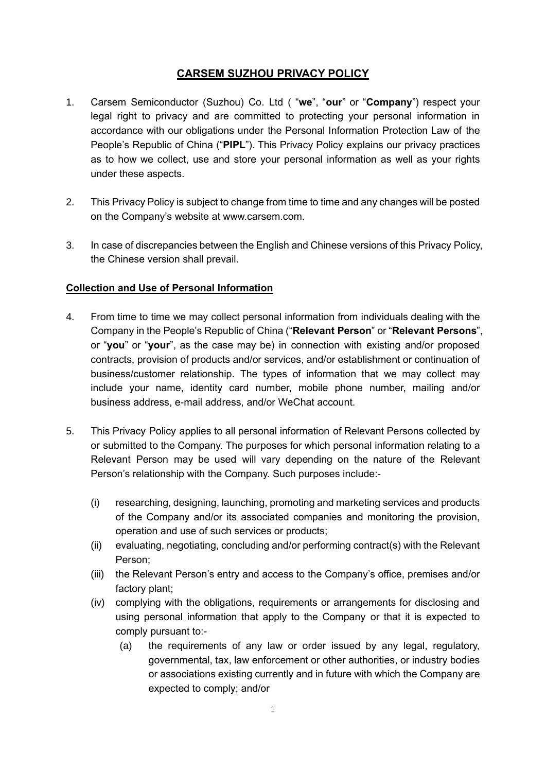# CARSEM SUZHOU PRIVACY POLICY

1. Carsem Semiconductor (Suzhou) Co. Ltd ( "**we**", "**our**" or "**Company**") respect your legal right to privacy and are committed to protecting your personal information in accordance with our obligations under the Personal Information Protection Law of the People's Republic of China ("**PIPL**"). This Privacy Policy explains our privacy practices as to how we collect, use and store your personal information as well as your rights under these aspects.

2. This Privacy Policy is subject to change from time to time and any changes will be posted on the Company's website at www.carsem.com.

3. In case of discrepancies between the English and Chinese versions of this Privacy Policy, the Chinese version shall prevail.

## Collection and Use of Personal Information

4. From time to time we may collect personal information from individuals dealing with the Company in the People's Republic of China ("**Relevant Person**" or "**Relevant Persons**", or "**you**" or "**your**", as the case may be) in connection with existing and/or proposed contracts, provision of products and/or services, and/or establishment or continuation of business/customer relationship. The types of information that we may collect may include your name, identity card number, mobile phone number, mailing and/or business address, e-mail address, and/or WeChat account.

5. This Privacy Policy applies to all personal information of Relevant Persons collected by or submitted to the Company. The purposes for which personal information relating to a Relevant Person may be used will vary depending on the nature of the Relevant Person's relationship with the Company. Such purposes include:-

   (i) researching, designing, launching, promoting and marketing services and products of the Company and/or its associated companies and monitoring the provision, operation and use of such services or products;

   (ii) evaluating, negotiating, concluding and/or performing contract(s) with the Relevant Person;

   (iii) the Relevant Person's entry and access to the Company's office, premises and/or factory plant;

   (iv) complying with the obligations, requirements or arrangements for disclosing and using personal information that apply to the Company or that it is expected to comply pursuant to:-

      (a) the requirements of any law or order issued by any legal, regulatory, governmental, tax, law enforcement or other authorities, or industry bodies or associations existing currently and in future with which the Company are expected to comply; and/or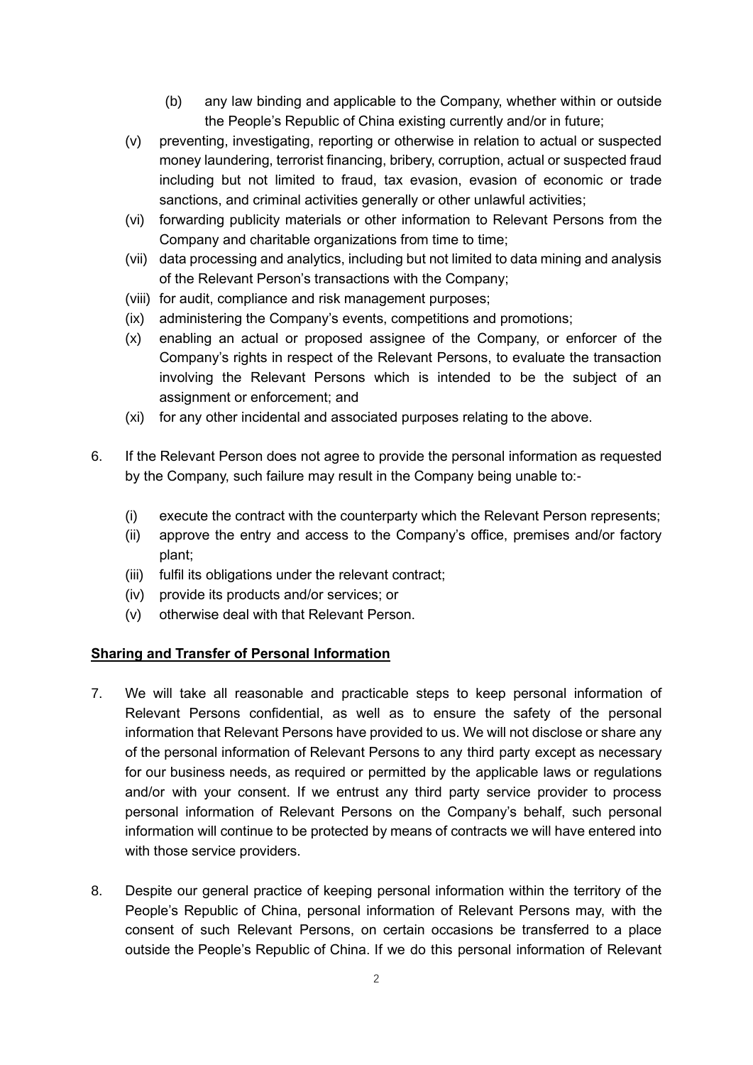(b) any law binding and applicable to the Company, whether within or outside the People's Republic of China existing currently and/or in future;

(v) preventing, investigating, reporting or otherwise in relation to actual or suspected money laundering, terrorist financing, bribery, corruption, actual or suspected fraud including but not limited to fraud, tax evasion, evasion of economic or trade sanctions, and criminal activities generally or other unlawful activities;

(vi) forwarding publicity materials or other information to Relevant Persons from the Company and charitable organizations from time to time;

(vii) data processing and analytics, including but not limited to data mining and analysis of the Relevant Person's transactions with the Company;

(viii) for audit, compliance and risk management purposes;

(ix) administering the Company's events, competitions and promotions;

(x) enabling an actual or proposed assignee of the Company, or enforcer of the Company's rights in respect of the Relevant Persons, to evaluate the transaction involving the Relevant Persons which is intended to be the subject of an assignment or enforcement; and

(xi) for any other incidental and associated purposes relating to the above.

6. If the Relevant Person does not agree to provide the personal information as requested by the Company, such failure may result in the Company being unable to:-

   (i) execute the contract with the counterparty which the Relevant Person represents;

   (ii) approve the entry and access to the Company's office, premises and/or factory plant;

   (iii) fulfil its obligations under the relevant contract;

   (iv) provide its products and/or services; or

   (v) otherwise deal with that Relevant Person.

**Sharing and Transfer of Personal Information**

7. We will take all reasonable and practicable steps to keep personal information of Relevant Persons confidential, as well as to ensure the safety of the personal information that Relevant Persons have provided to us. We will not disclose or share any of the personal information of Relevant Persons to any third party except as necessary for our business needs, as required or permitted by the applicable laws or regulations and/or with your consent. If we entrust any third party service provider to process personal information of Relevant Persons on the Company's behalf, such personal information will continue to be protected by means of contracts we will have entered into with those service providers.

8. Despite our general practice of keeping personal information within the territory of the People's Republic of China, personal information of Relevant Persons may, with the consent of such Relevant Persons, on certain occasions be transferred to a place outside the People's Republic of China. If we do this personal information of Relevant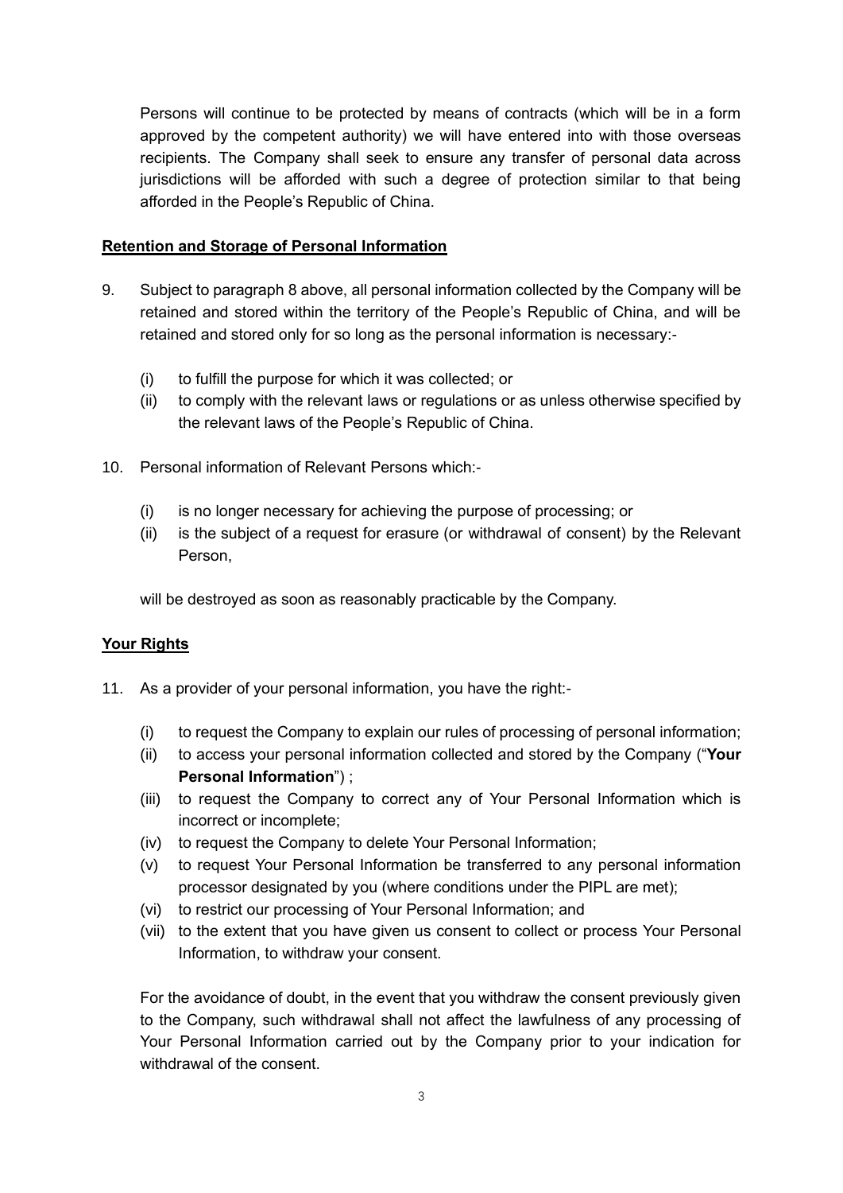Persons will continue to be protected by means of contracts (which will be in a form approved by the competent authority) we will have entered into with those overseas recipients. The Company shall seek to ensure any transfer of personal data across jurisdictions will be afforded with such a degree of protection similar to that being afforded in the People's Republic of China.

**Retention and Storage of Personal Information**

9. Subject to paragraph 8 above, all personal information collected by the Company will be retained and stored within the territory of the People's Republic of China, and will be retained and stored only for so long as the personal information is necessary:-

   (i) to fulfill the purpose for which it was collected; or
   (ii) to comply with the relevant laws or regulations or as unless otherwise specified by the relevant laws of the People's Republic of China.

10. Personal information of Relevant Persons which:-

    (i) is no longer necessary for achieving the purpose of processing; or
    (ii) is the subject of a request for erasure (or withdrawal of consent) by the Relevant Person,

    will be destroyed as soon as reasonably practicable by the Company.

**Your Rights**

11. As a provider of your personal information, you have the right:-

    (i) to request the Company to explain our rules of processing of personal information;
    (ii) to access your personal information collected and stored by the Company ("**Your Personal Information**") ;
    (iii) to request the Company to correct any of Your Personal Information which is incorrect or incomplete;
    (iv) to request the Company to delete Your Personal Information;
    (v) to request Your Personal Information be transferred to any personal information processor designated by you (where conditions under the PIPL are met);
    (vi) to restrict our processing of Your Personal Information; and
    (vii) to the extent that you have given us consent to collect or process Your Personal Information, to withdraw your consent.

    For the avoidance of doubt, in the event that you withdraw the consent previously given to the Company, such withdrawal shall not affect the lawfulness of any processing of Your Personal Information carried out by the Company prior to your indication for withdrawal of the consent.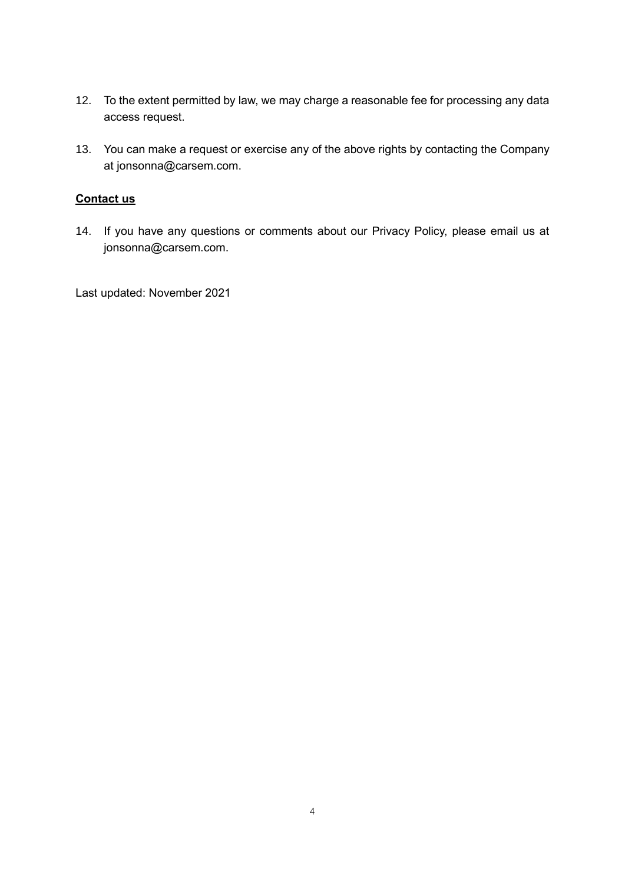12. To the extent permitted by law, we may charge a reasonable fee for processing any data access request.

13. You can make a request or exercise any of the above rights by contacting the Company at jonsonna@carsem.com.

**<u>Contact us</u>**

14. If you have any questions or comments about our Privacy Policy, please email us at jonsonna@carsem.com.

Last updated: November 2021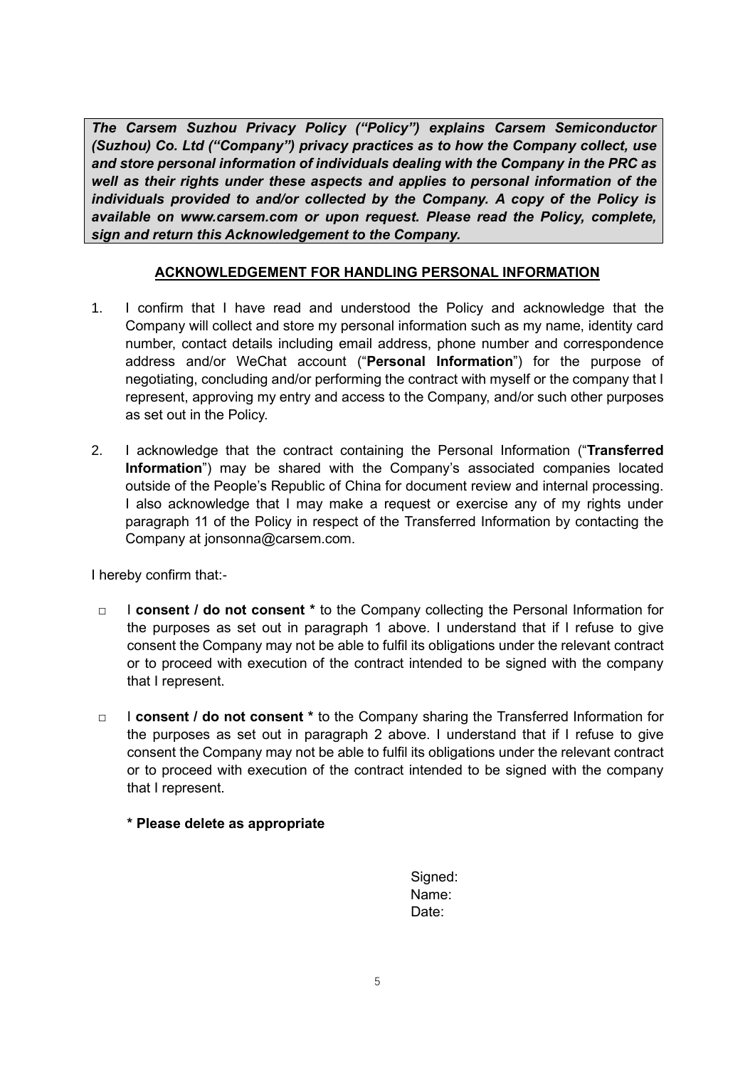***The Carsem Suzhou Privacy Policy ("Policy") explains Carsem Semiconductor (Suzhou) Co. Ltd ("Company") privacy practices as to how the Company collect, use and store personal information of individuals dealing with the Company in the PRC as well as their rights under these aspects and applies to personal information of the individuals provided to and/or collected by the Company. A copy of the Policy is available on www.carsem.com or upon request. Please read the Policy, complete, sign and return this Acknowledgement to the Company.***

## ACKNOWLEDGEMENT FOR HANDLING PERSONAL INFORMATION

1. I confirm that I have read and understood the Policy and acknowledge that the Company will collect and store my personal information such as my name, identity card number, contact details including email address, phone number and correspondence address and/or WeChat account ("**Personal Information**") for the purpose of negotiating, concluding and/or performing the contract with myself or the company that I represent, approving my entry and access to the Company, and/or such other purposes as set out in the Policy.

2. I acknowledge that the contract containing the Personal Information ("**Transferred Information**") may be shared with the Company's associated companies located outside of the People's Republic of China for document review and internal processing. I also acknowledge that I may make a request or exercise any of my rights under paragraph 11 of the Policy in respect of the Transferred Information by contacting the Company at jonsonna@carsem.com.

I hereby confirm that:-

- □ I **consent / do not consent *** to the Company collecting the Personal Information for the purposes as set out in paragraph 1 above. I understand that if I refuse to give consent the Company may not be able to fulfil its obligations under the relevant contract or to proceed with execution of the contract intended to be signed with the company that I represent.

- □ I **consent / do not consent *** to the Company sharing the Transferred Information for the purposes as set out in paragraph 2 above. I understand that if I refuse to give consent the Company may not be able to fulfil its obligations under the relevant contract or to proceed with execution of the contract intended to be signed with the company that I represent.

**\* Please delete as appropriate**

Signed:
Name:
Date: